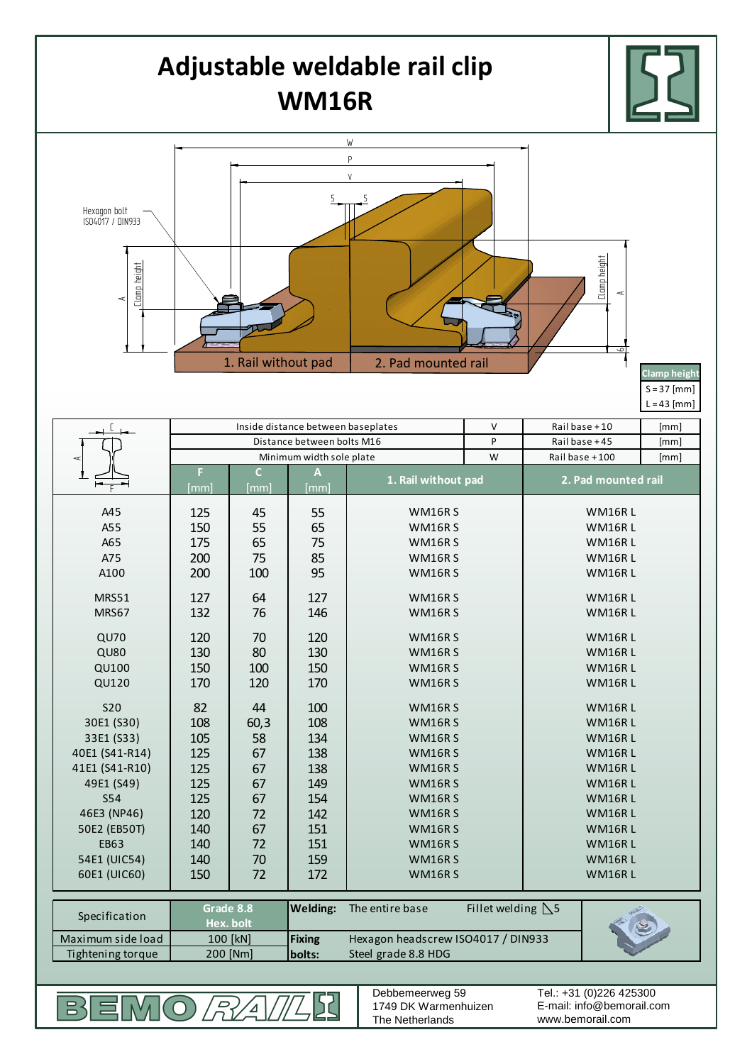# Adjustable weldable rail clip
# WM16R

Hexagon bolt ISO4017 / DIN933

W, P, V, 5, 5, Clamp height, A, 6

1. Rail without pad | 2. Pad mounted rail

| Clamp height |
|---|
| S = 37 [mm] |
| L = 43 [mm] |

| | Inside distance between baseplates | | | | V | Rail base + 10 | [mm] |
|---|---|---|---|---|---|---|---|
| | Distance between bolts M16 | | | | P | Rail base + 45 | [mm] |
| | Minimum width sole plate | | | | W | Rail base + 100 | [mm] |
| | F [mm] | C [mm] | A [mm] | 1. Rail without pad | | 2. Pad mounted rail | |
| A45 | 125 | 45 | 55 | WM16R S | | WM16R L | |
| A55 | 150 | 55 | 65 | WM16R S | | WM16R L | |
| A65 | 175 | 65 | 75 | WM16R S | | WM16R L | |
| A75 | 200 | 75 | 85 | WM16R S | | WM16R L | |
| A100 | 200 | 100 | 95 | WM16R S | | WM16R L | |
| MRS51 | 127 | 64 | 127 | WM16R S | | WM16R L | |
| MRS67 | 132 | 76 | 146 | WM16R S | | WM16R L | |
| QU70 | 120 | 70 | 120 | WM16R S | | WM16R L | |
| QU80 | 130 | 80 | 130 | WM16R S | | WM16R L | |
| QU100 | 150 | 100 | 150 | WM16R S | | WM16R L | |
| QU120 | 170 | 120 | 170 | WM16R S | | WM16R L | |
| S20 | 82 | 44 | 100 | WM16R S | | WM16R L | |
| 30E1 (S30) | 108 | 60,3 | 108 | WM16R S | | WM16R L | |
| 33E1 (S33) | 105 | 58 | 134 | WM16R S | | WM16R L | |
| 40E1 (S41-R14) | 125 | 67 | 138 | WM16R S | | WM16R L | |
| 41E1 (S41-R10) | 125 | 67 | 138 | WM16R S | | WM16R L | |
| 49E1 (S49) | 125 | 67 | 149 | WM16R S | | WM16R L | |
| S54 | 125 | 67 | 154 | WM16R S | | WM16R L | |
| 46E3 (NP46) | 120 | 72 | 142 | WM16R S | | WM16R L | |
| 50E2 (EB50T) | 140 | 67 | 151 | WM16R S | | WM16R L | |
| EB63 | 140 | 72 | 151 | WM16R S | | WM16R L | |
| 54E1 (UIC54) | 140 | 70 | 159 | WM16R S | | WM16R L | |
| 60E1 (UIC60) | 150 | 72 | 172 | WM16R S | | WM16R L | |

| Specification | Grade 8.8 Hex. bolt | **Welding:** | The entire base | Fillet welding ◺5 |
|---|---|---|---|---|
| Maximum side load | 100 [kN] | **Fixing bolts:** | Hexagon headscrew ISO4017 / DIN933 | |
| Tightening torque | 200 [Nm] | | Steel grade 8.8 HDG | |

BEMO RAIL

Debbemeerweg 59
1749 DK Warmenhuizen
The Netherlands

Tel.: +31 (0)226 425300
E-mail: info@bemorail.com
www.bemorail.com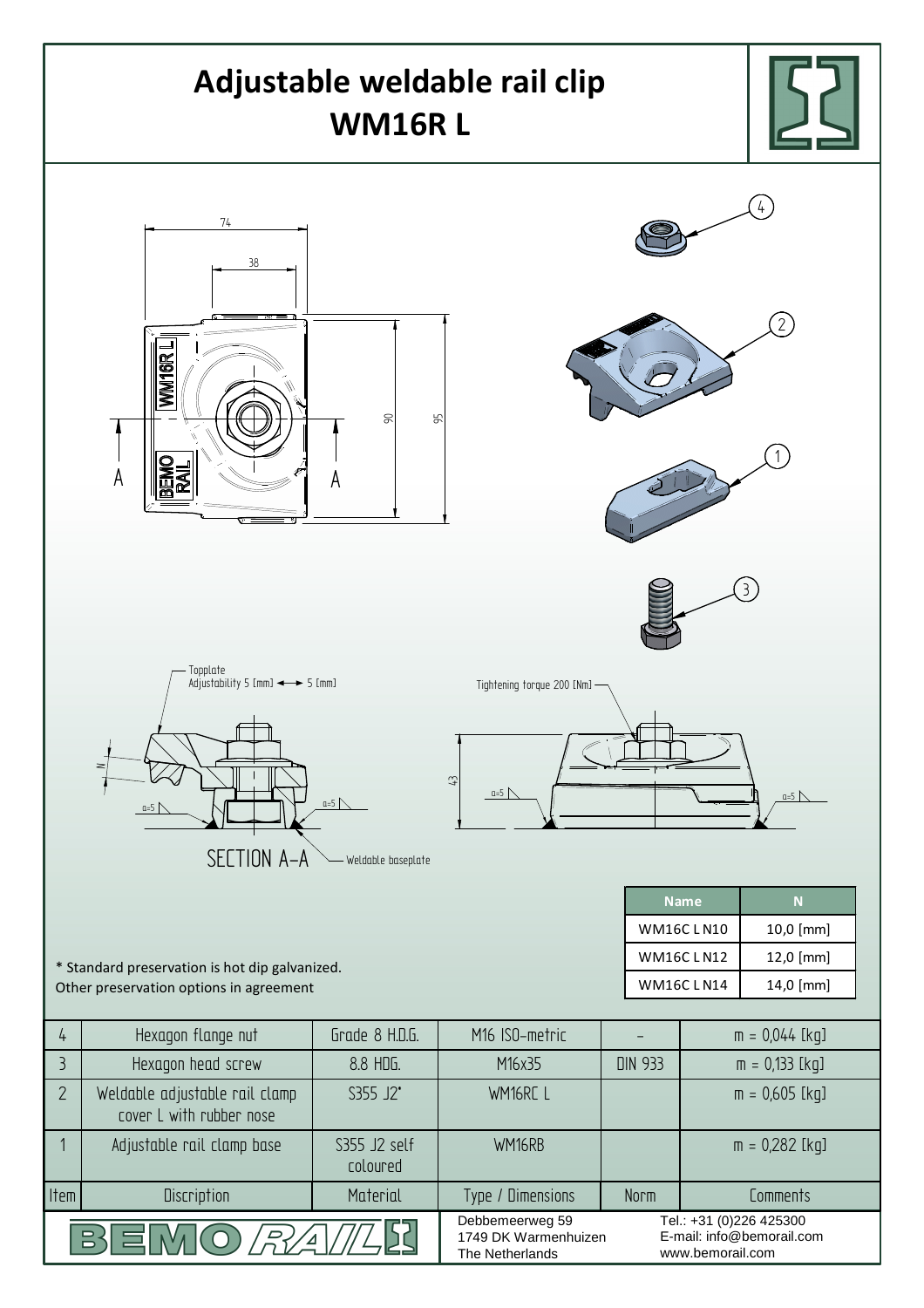# Adjustable weldable rail clip
# WM16R L

74

38

90

95

A

A

WM16R L

BEMO RAIL

Topplate
Adjustability 5 [mm] ◄──► 5 [mm]

N

a=5

a=5

SECTION A-A

Weldable baseplate

Tightening torque 200 [Nm]

43

a=5

a=5

| Name | N |
|---|---|
| WM16C L N10 | 10,0 [mm] |
| WM16C L N12 | 12,0 [mm] |
| WM16C L N14 | 14,0 [mm] |

\* Standard preservation is hot dip galvanized.
Other preservation options in agreement

| Item | Discription | Material | Type / Dimensions | Norm | Comments |
|---|---|---|---|---|---|
| 4 | Hexagon flange nut | Grade 8 H.D.G. | M16 ISO-metric | – | m = 0,044 [kg] |
| 3 | Hexagon head screw | 8.8 HDG. | M16x35 | DIN 933 | m = 0,133 [kg] |
| 2 | Weldable adjustable rail clamp cover L with rubber nose | S355 J2* | WM16RC L | | m = 0,605 [kg] |
| 1 | Adjustable rail clamp base | S355 J2 self coloured | WM16RB | | m = 0,282 [kg] |

BEMO RAIL

Debbemeerweg 59
1749 DK Warmenhuizen
The Netherlands

Tel.: +31 (0)226 425300
E-mail: info@bemorail.com
www.bemorail.com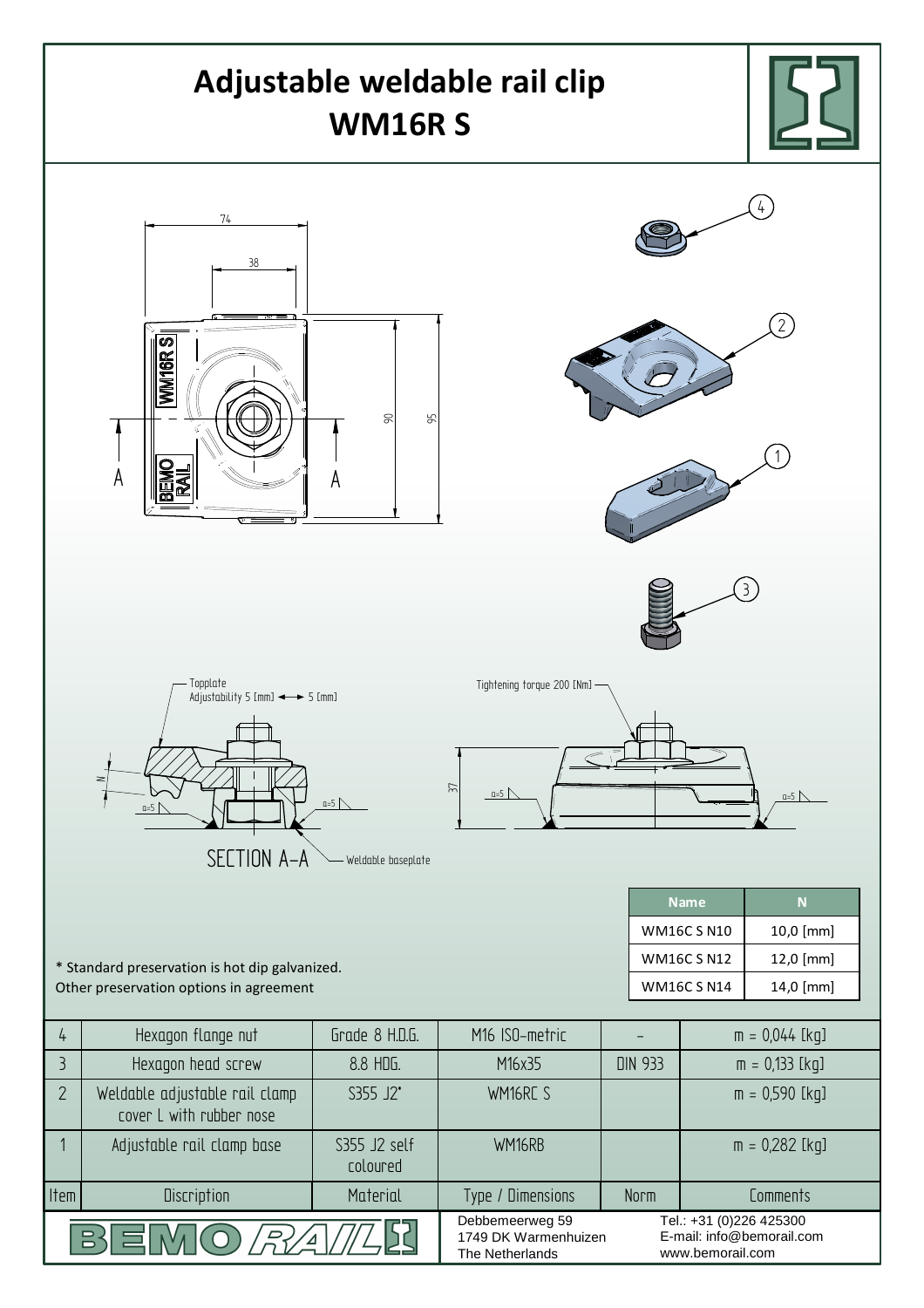# Adjustable weldable rail clip
# WM16R S

74

38

90

95

A

A

4

2

1

3

Topplate
Adjustability 5 [mm] ◄► 5 [mm]

N

a=5

a=5

SECTION A-A

Weldable baseplate

Tightening torque 200 [Nm]

37

a=5

a=5

| Name | N |
|---|---|
| WM16C S N10 | 10,0 [mm] |
| WM16C S N12 | 12,0 [mm] |
| WM16C S N14 | 14,0 [mm] |

* Standard preservation is hot dip galvanized.
Other preservation options in agreement

| Item | Discription | Material | Type / Dimensions | Norm | Comments |
|---|---|---|---|---|---|
| 4 | Hexagon flange nut | Grade 8 H.D.G. | M16 ISO-metric | – | m = 0,044 [kg] |
| 3 | Hexagon head screw | 8.8 HDG. | M16x35 | DIN 933 | m = 0,133 [kg] |
| 2 | Weldable adjustable rail clamp cover L with rubber nose | S355 J2* | WM16RC S | | m = 0,590 [kg] |
| 1 | Adjustable rail clamp base | S355 J2 self coloured | WM16RB | | m = 0,282 [kg] |

BEMO RAIL

Debbemeerweg 59
1749 DK Warmenhuizen
The Netherlands

Tel.: +31 (0)226 425300
E-mail: info@bemorail.com
www.bemorail.com